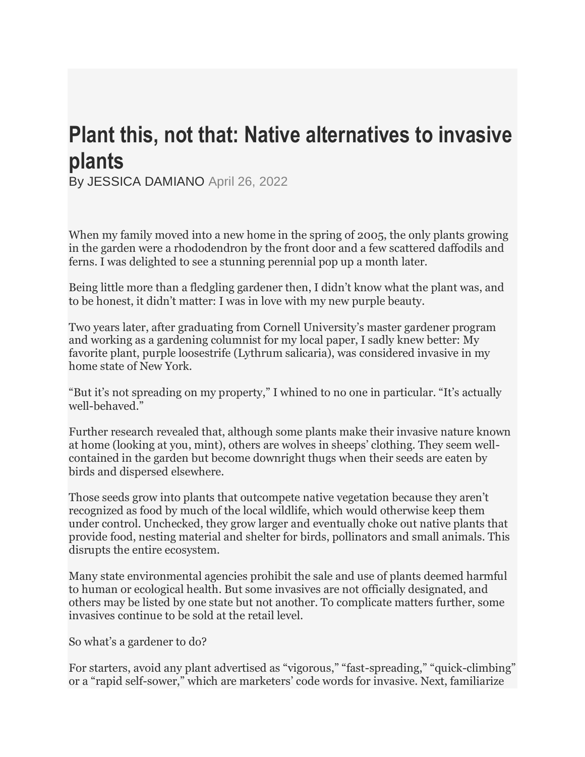# Plant this, not that: Native alternatives to invasive plants

By JESSICA DAMIANO April 26, 2022

When my family moved into a new home in the spring of 2005, the only plants growing in the garden were a rhododendron by the front door and a few scattered daffodils and ferns. I was delighted to see a stunning perennial pop up a month later.

Being little more than a fledgling gardener then, I didn't know what the plant was, and to be honest, it didn't matter: I was in love with my new purple beauty.

Two years later, after graduating from Cornell University's master gardener program and working as a gardening columnist for my local paper, I sadly knew better: My favorite plant, purple loosestrife (Lythrum salicaria), was considered invasive in my home state of New York.

"But it's not spreading on my property," I whined to no one in particular. "It's actually well-behaved."

Further research revealed that, although some plants make their invasive nature known at home (looking at you, mint), others are wolves in sheeps' clothing. They seem well-contained in the garden but become downright thugs when their seeds are eaten by birds and dispersed elsewhere.

Those seeds grow into plants that outcompete native vegetation because they aren't recognized as food by much of the local wildlife, which would otherwise keep them under control. Unchecked, they grow larger and eventually choke out native plants that provide food, nesting material and shelter for birds, pollinators and small animals. This disrupts the entire ecosystem.

Many state environmental agencies prohibit the sale and use of plants deemed harmful to human or ecological health. But some invasives are not officially designated, and others may be listed by one state but not another. To complicate matters further, some invasives continue to be sold at the retail level.

So what's a gardener to do?

For starters, avoid any plant advertised as "vigorous," "fast-spreading," "quick-climbing" or a "rapid self-sower," which are marketers' code words for invasive. Next, familiarize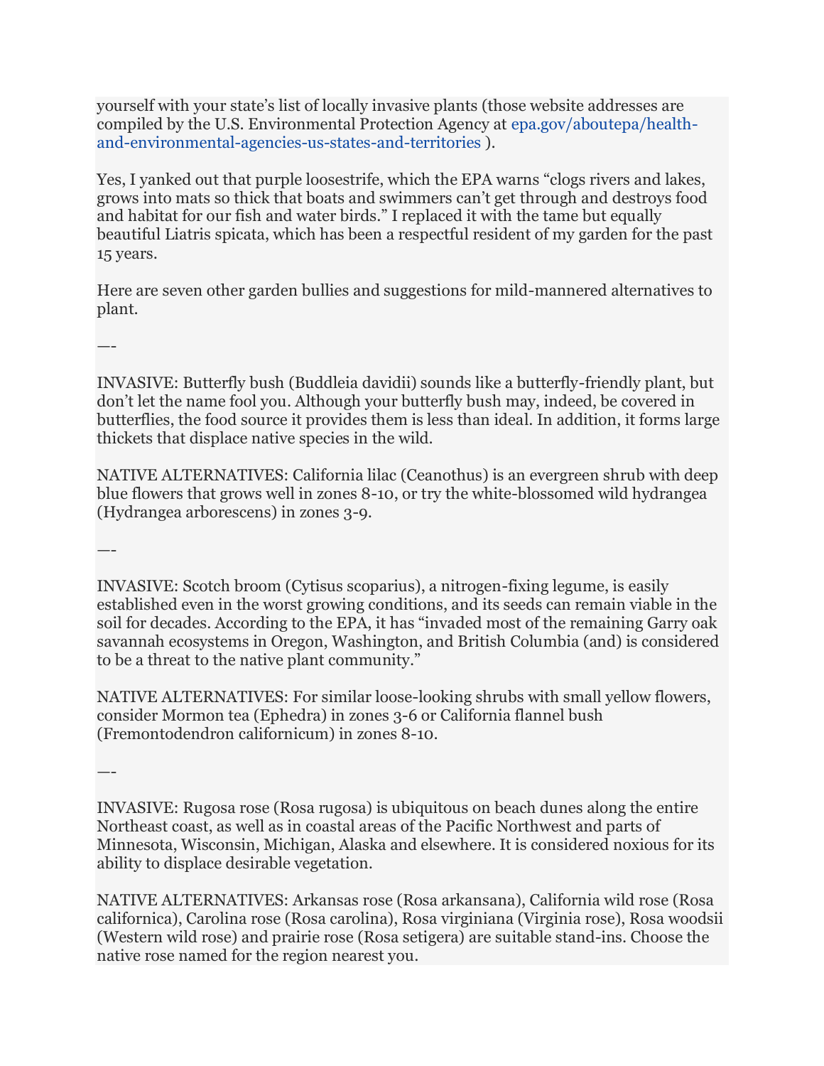yourself with your state's list of locally invasive plants (those website addresses are compiled by the U.S. Environmental Protection Agency at epa.gov/aboutepa/health-and-environmental-agencies-us-states-and-territories ).

Yes, I yanked out that purple loosestrife, which the EPA warns "clogs rivers and lakes, grows into mats so thick that boats and swimmers can't get through and destroys food and habitat for our fish and water birds." I replaced it with the tame but equally beautiful Liatris spicata, which has been a respectful resident of my garden for the past 15 years.

Here are seven other garden bullies and suggestions for mild-mannered alternatives to plant.

—-

INVASIVE: Butterfly bush (Buddleia davidii) sounds like a butterfly-friendly plant, but don't let the name fool you. Although your butterfly bush may, indeed, be covered in butterflies, the food source it provides them is less than ideal. In addition, it forms large thickets that displace native species in the wild.

NATIVE ALTERNATIVES: California lilac (Ceanothus) is an evergreen shrub with deep blue flowers that grows well in zones 8-10, or try the white-blossomed wild hydrangea (Hydrangea arborescens) in zones 3-9.

—-

INVASIVE: Scotch broom (Cytisus scoparius), a nitrogen-fixing legume, is easily established even in the worst growing conditions, and its seeds can remain viable in the soil for decades. According to the EPA, it has "invaded most of the remaining Garry oak savannah ecosystems in Oregon, Washington, and British Columbia (and) is considered to be a threat to the native plant community."

NATIVE ALTERNATIVES: For similar loose-looking shrubs with small yellow flowers, consider Mormon tea (Ephedra) in zones 3-6 or California flannel bush (Fremontodendron californicum) in zones 8-10.

—-

INVASIVE: Rugosa rose (Rosa rugosa) is ubiquitous on beach dunes along the entire Northeast coast, as well as in coastal areas of the Pacific Northwest and parts of Minnesota, Wisconsin, Michigan, Alaska and elsewhere. It is considered noxious for its ability to displace desirable vegetation.

NATIVE ALTERNATIVES: Arkansas rose (Rosa arkansana), California wild rose (Rosa californica), Carolina rose (Rosa carolina), Rosa virginiana (Virginia rose), Rosa woodsii (Western wild rose) and prairie rose (Rosa setigera) are suitable stand-ins. Choose the native rose named for the region nearest you.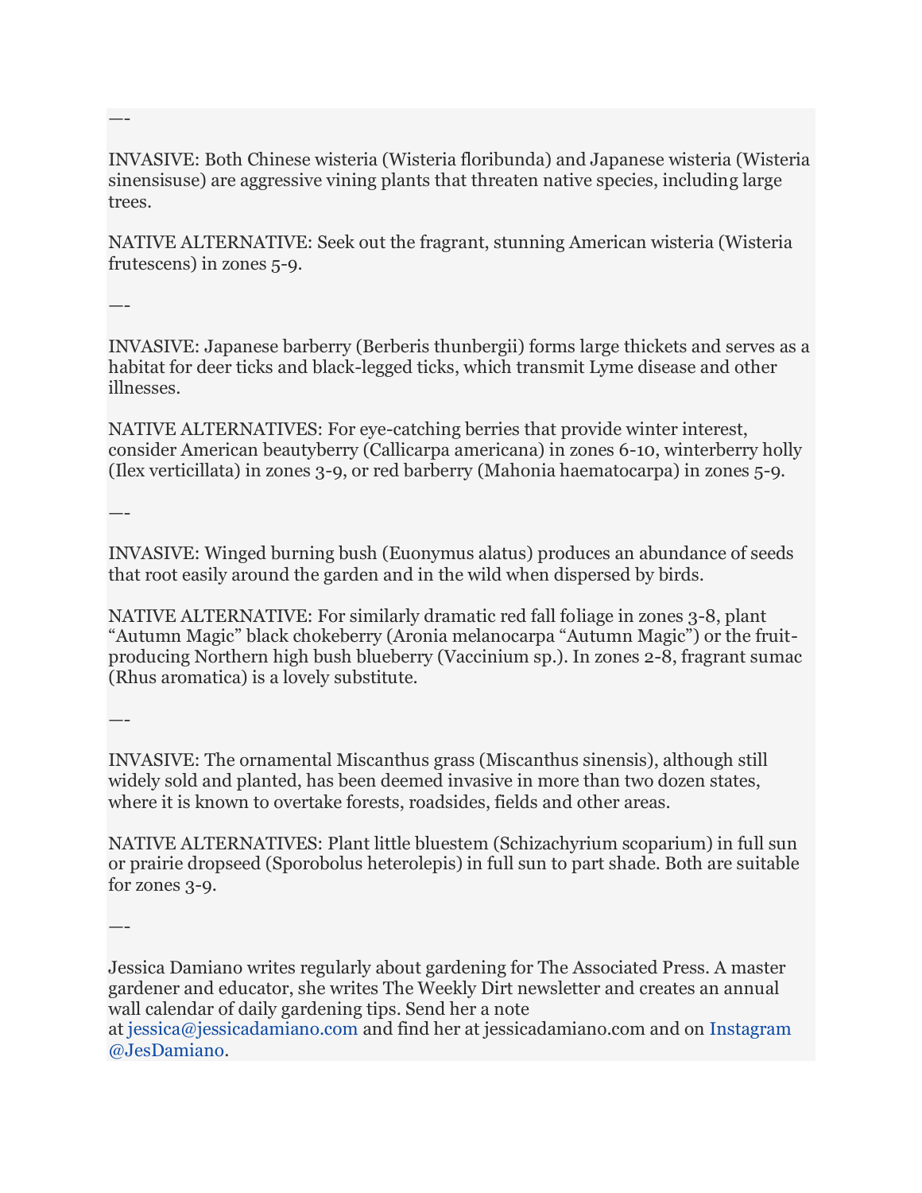—-

INVASIVE: Both Chinese wisteria (Wisteria floribunda) and Japanese wisteria (Wisteria sinensisuse) are aggressive vining plants that threaten native species, including large trees.

NATIVE ALTERNATIVE: Seek out the fragrant, stunning American wisteria (Wisteria frutescens) in zones 5-9.

—-

INVASIVE: Japanese barberry (Berberis thunbergii) forms large thickets and serves as a habitat for deer ticks and black-legged ticks, which transmit Lyme disease and other illnesses.

NATIVE ALTERNATIVES: For eye-catching berries that provide winter interest, consider American beautyberry (Callicarpa americana) in zones 6-10, winterberry holly (Ilex verticillata) in zones 3-9, or red barberry (Mahonia haematocarpa) in zones 5-9.

—-

INVASIVE: Winged burning bush (Euonymus alatus) produces an abundance of seeds that root easily around the garden and in the wild when dispersed by birds.

NATIVE ALTERNATIVE: For similarly dramatic red fall foliage in zones 3-8, plant "Autumn Magic" black chokeberry (Aronia melanocarpa "Autumn Magic") or the fruit-producing Northern high bush blueberry (Vaccinium sp.). In zones 2-8, fragrant sumac (Rhus aromatica) is a lovely substitute.

—-

INVASIVE: The ornamental Miscanthus grass (Miscanthus sinensis), although still widely sold and planted, has been deemed invasive in more than two dozen states, where it is known to overtake forests, roadsides, fields and other areas.

NATIVE ALTERNATIVES: Plant little bluestem (Schizachyrium scoparium) in full sun or prairie dropseed (Sporobolus heterolepis) in full sun to part shade. Both are suitable for zones 3-9.

—-

Jessica Damiano writes regularly about gardening for The Associated Press. A master gardener and educator, she writes The Weekly Dirt newsletter and creates an annual wall calendar of daily gardening tips. Send her a note at jessica@jessicadamiano.com and find her at jessicadamiano.com and on Instagram @JesDamiano.